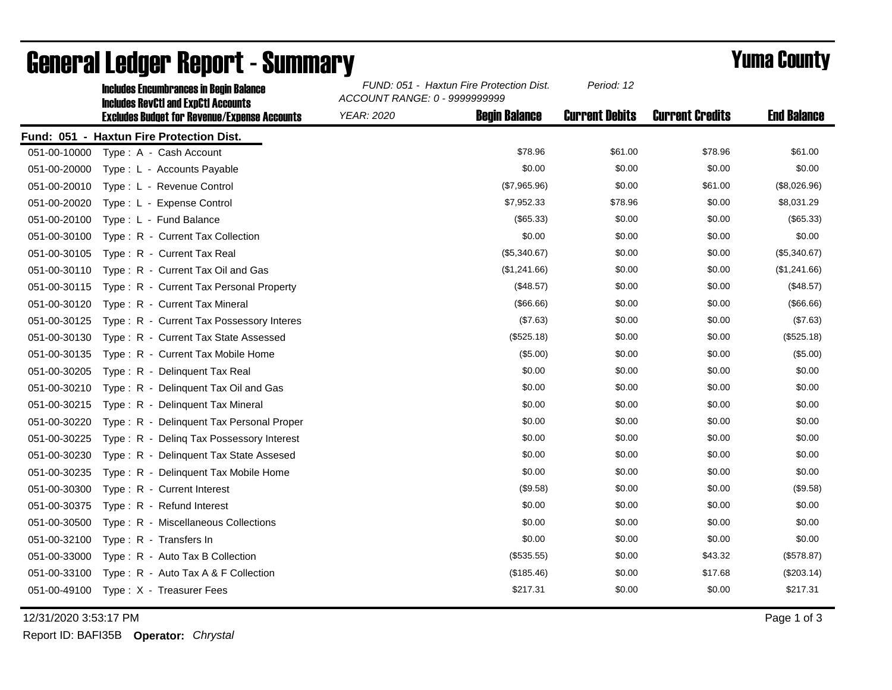# General Ledger Report - Summary

# Yuma County

**Includes Encumbrances in Begin Balance**
**Includes RevCtl and ExpCtl Accounts**
**Excludes Budget for Revenue/Expense Accounts**

*FUND: 051 - Haxtun Fire Protection Dist.*
*ACCOUNT RANGE: 0 - 9999999999*
*YEAR: 2020*
*Period: 12*

**Fund: 051 - Haxtun Fire Protection Dist.**

| Account | Description | Begin Balance | Current Debits | Current Credits | End Balance |
|---|---|---|---|---|---|
| 051-00-10000 | Type : A - Cash Account | $78.96 | $61.00 | $78.96 | $61.00 |
| 051-00-20000 | Type : L - Accounts Payable | $0.00 | $0.00 | $0.00 | $0.00 |
| 051-00-20010 | Type : L - Revenue Control | ($7,965.96) | $0.00 | $61.00 | ($8,026.96) |
| 051-00-20020 | Type : L - Expense Control | $7,952.33 | $78.96 | $0.00 | $8,031.29 |
| 051-00-20100 | Type : L - Fund Balance | ($65.33) | $0.00 | $0.00 | ($65.33) |
| 051-00-30100 | Type : R - Current Tax Collection | $0.00 | $0.00 | $0.00 | $0.00 |
| 051-00-30105 | Type : R - Current Tax Real | ($5,340.67) | $0.00 | $0.00 | ($5,340.67) |
| 051-00-30110 | Type : R - Current Tax Oil and Gas | ($1,241.66) | $0.00 | $0.00 | ($1,241.66) |
| 051-00-30115 | Type : R - Current Tax Personal Property | ($48.57) | $0.00 | $0.00 | ($48.57) |
| 051-00-30120 | Type : R - Current Tax Mineral | ($66.66) | $0.00 | $0.00 | ($66.66) |
| 051-00-30125 | Type : R - Current Tax Possessory Interes | ($7.63) | $0.00 | $0.00 | ($7.63) |
| 051-00-30130 | Type : R - Current Tax State Assessed | ($525.18) | $0.00 | $0.00 | ($525.18) |
| 051-00-30135 | Type : R - Current Tax Mobile Home | ($5.00) | $0.00 | $0.00 | ($5.00) |
| 051-00-30205 | Type : R - Delinquent Tax Real | $0.00 | $0.00 | $0.00 | $0.00 |
| 051-00-30210 | Type : R - Delinquent Tax Oil and Gas | $0.00 | $0.00 | $0.00 | $0.00 |
| 051-00-30215 | Type : R - Delinquent Tax Mineral | $0.00 | $0.00 | $0.00 | $0.00 |
| 051-00-30220 | Type : R - Delinquent Tax Personal Proper | $0.00 | $0.00 | $0.00 | $0.00 |
| 051-00-30225 | Type : R - Delinq Tax Possessory Interest | $0.00 | $0.00 | $0.00 | $0.00 |
| 051-00-30230 | Type : R - Delinquent Tax State Assesed | $0.00 | $0.00 | $0.00 | $0.00 |
| 051-00-30235 | Type : R - Delinquent Tax Mobile Home | $0.00 | $0.00 | $0.00 | $0.00 |
| 051-00-30300 | Type : R - Current Interest | ($9.58) | $0.00 | $0.00 | ($9.58) |
| 051-00-30375 | Type : R - Refund Interest | $0.00 | $0.00 | $0.00 | $0.00 |
| 051-00-30500 | Type : R - Miscellaneous Collections | $0.00 | $0.00 | $0.00 | $0.00 |
| 051-00-32100 | Type : R - Transfers In | $0.00 | $0.00 | $0.00 | $0.00 |
| 051-00-33000 | Type : R - Auto Tax B Collection | ($535.55) | $0.00 | $43.32 | ($578.87) |
| 051-00-33100 | Type : R - Auto Tax A & F Collection | ($185.46) | $0.00 | $17.68 | ($203.14) |
| 051-00-49100 | Type : X - Treasurer Fees | $217.31 | $0.00 | $0.00 | $217.31 |

12/31/2020 3:53:17 PM

Report ID: BAFI35B **Operator:** *Chrystal*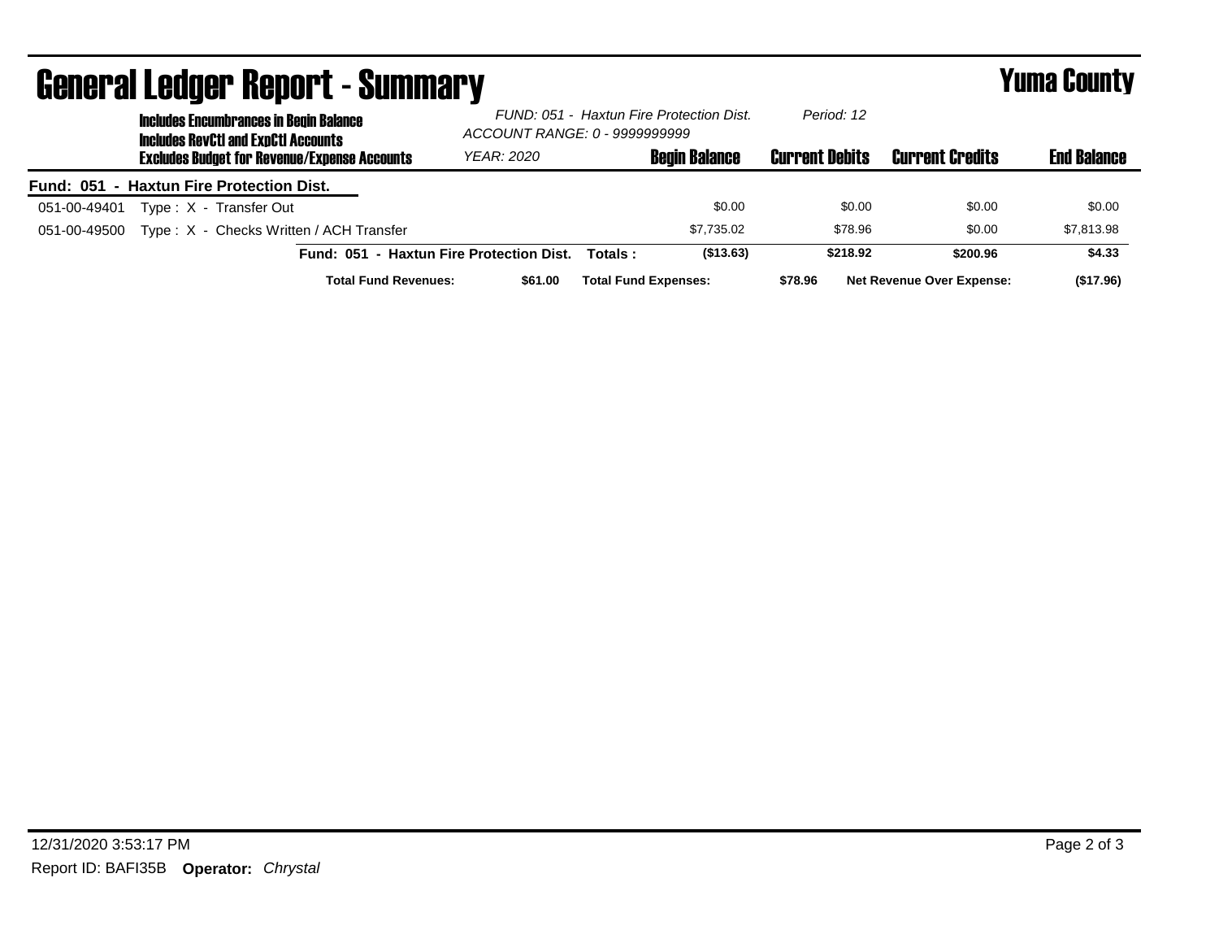# General Ledger Report - Summary

## Yuma County

**Includes Encumbrances in Begin Balance**
**Includes RevCtl and ExpCtl Accounts**
**Excludes Budget for Revenue/Expense Accounts**

*FUND: 051 - Haxtun Fire Protection Dist.*
*ACCOUNT RANGE: 0 - 9999999999*
*YEAR: 2020*
*Period: 12*

| | | Begin Balance | Current Debits | Current Credits | End Balance |
|---|---|---|---|---|---|
| **Fund: 051 - Haxtun Fire Protection Dist.** | | | | | |
| 051-00-49401 | Type : X - Transfer Out | $0.00 | $0.00 | $0.00 | $0.00 |
| 051-00-49500 | Type : X - Checks Written / ACH Transfer | $7,735.02 | $78.96 | $0.00 | $7,813.98 |
| | **Fund: 051 - Haxtun Fire Protection Dist. Totals :** | **($13.63)** | **$218.92** | **$200.96** | **$4.33** |

**Total Fund Revenues:** **$61.00** **Total Fund Expenses:** **$78.96** **Net Revenue Over Expense:** **($17.96)**

12/31/2020 3:53:17 PM

Report ID: BAFI35B **Operator:** *Chrystal*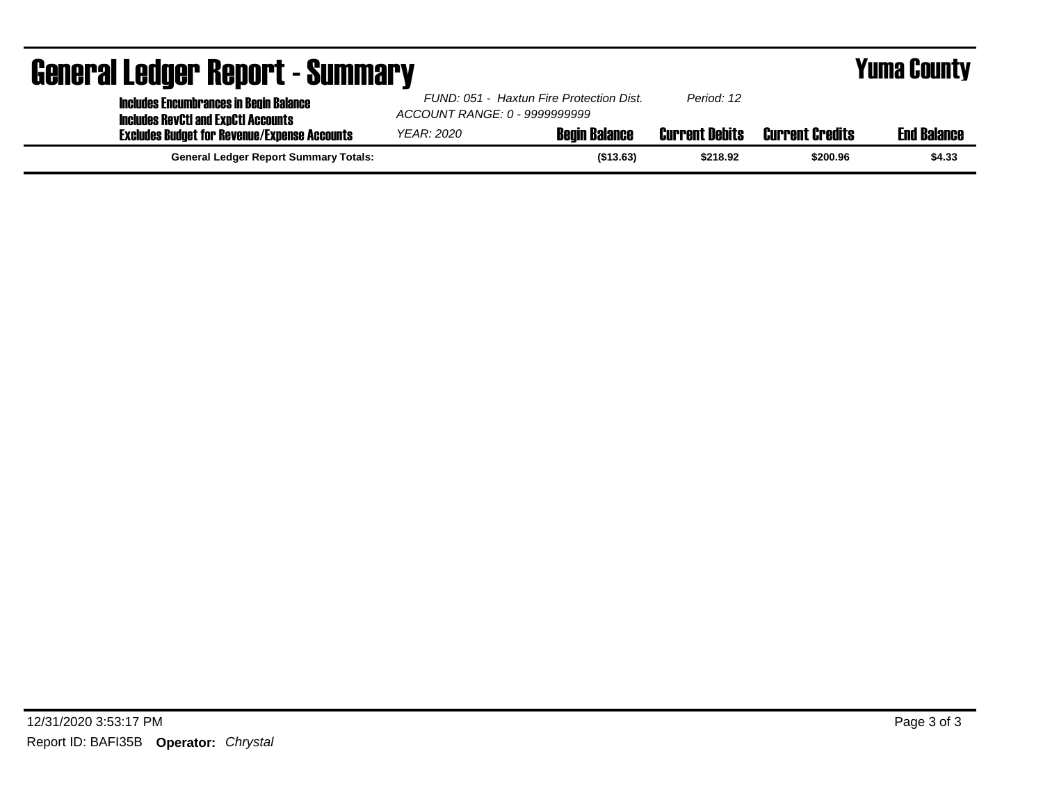# General Ledger Report - Summary

**Yuma County**

Includes Encumbrances in Begin Balance
Includes RevCtl and ExpCtl Accounts
Excludes Budget for Revenue/Expense Accounts

*FUND: 051 - Haxtun Fire Protection Dist.*
*ACCOUNT RANGE: 0 - 9999999999*
*YEAR: 2020*
*Period: 12*

| | Begin Balance | Current Debits | Current Credits | End Balance |
|---|---|---|---|---|
| **General Ledger Report Summary Totals:** | **($13.63)** | **$218.92** | **$200.96** | **$4.33** |

12/31/2020 3:53:17 PM

Report ID: BAFI35B **Operator:** *Chrystal*